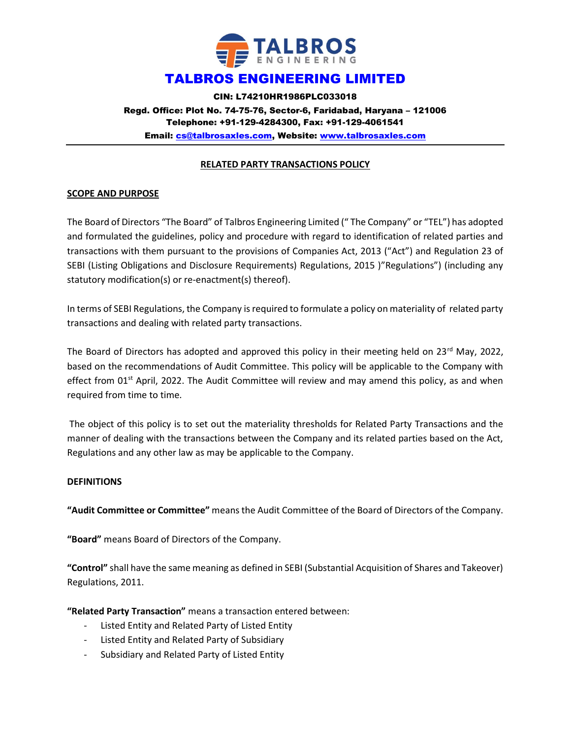# TALBROS ENGINEERING LIMITED

**CIN: L74210HR1986PLC033018**

**Regd. Office: Plot No. 74-75-76, Sector-6, Faridabad, Haryana – 121006**

**Telephone: +91-129-4284300, Fax: +91-129-4061541**

**Email: cs@talbrosaxles.com, Website: www.talbrosaxles.com**

---

## RELATED PARTY TRANSACTIONS POLICY

### SCOPE AND PURPOSE

The Board of Directors "The Board" of Talbros Engineering Limited (" The Company" or "TEL") has adopted and formulated the guidelines, policy and procedure with regard to identification of related parties and transactions with them pursuant to the provisions of Companies Act, 2013 ("Act") and Regulation 23 of SEBI (Listing Obligations and Disclosure Requirements) Regulations, 2015 )"Regulations") (including any statutory modification(s) or re-enactment(s) thereof).

In terms of SEBI Regulations, the Company is required to formulate a policy on materiality of related party transactions and dealing with related party transactions.

The Board of Directors has adopted and approved this policy in their meeting held on 23rd May, 2022, based on the recommendations of Audit Committee. This policy will be applicable to the Company with effect from 01st April, 2022. The Audit Committee will review and may amend this policy, as and when required from time to time.

The object of this policy is to set out the materiality thresholds for Related Party Transactions and the manner of dealing with the transactions between the Company and its related parties based on the Act, Regulations and any other law as may be applicable to the Company.

### DEFINITIONS

**"Audit Committee or Committee"** means the Audit Committee of the Board of Directors of the Company.

**"Board"** means Board of Directors of the Company.

**"Control"** shall have the same meaning as defined in SEBI (Substantial Acquisition of Shares and Takeover) Regulations, 2011.

**"Related Party Transaction"** means a transaction entered between:

- Listed Entity and Related Party of Listed Entity
- Listed Entity and Related Party of Subsidiary
- Subsidiary and Related Party of Listed Entity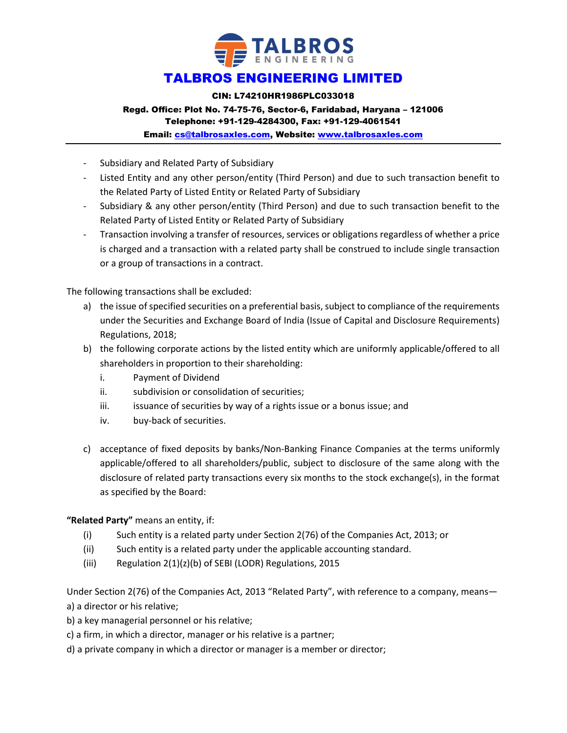- Subsidiary and Related Party of Subsidiary
- Listed Entity and any other person/entity (Third Person) and due to such transaction benefit to the Related Party of Listed Entity or Related Party of Subsidiary
- Subsidiary & any other person/entity (Third Person) and due to such transaction benefit to the Related Party of Listed Entity or Related Party of Subsidiary
- Transaction involving a transfer of resources, services or obligations regardless of whether a price is charged and a transaction with a related party shall be construed to include single transaction or a group of transactions in a contract.

The following transactions shall be excluded:

a) the issue of specified securities on a preferential basis, subject to compliance of the requirements under the Securities and Exchange Board of India (Issue of Capital and Disclosure Requirements) Regulations, 2018;

b) the following corporate actions by the listed entity which are uniformly applicable/offered to all shareholders in proportion to their shareholding:
   - i. Payment of Dividend
   - ii. subdivision or consolidation of securities;
   - iii. issuance of securities by way of a rights issue or a bonus issue; and
   - iv. buy-back of securities.

c) acceptance of fixed deposits by banks/Non-Banking Finance Companies at the terms uniformly applicable/offered to all shareholders/public, subject to disclosure of the same along with the disclosure of related party transactions every six months to the stock exchange(s), in the format as specified by the Board:

**"Related Party"** means an entity, if:

(i) Such entity is a related party under Section 2(76) of the Companies Act, 2013; or

(ii) Such entity is a related party under the applicable accounting standard.

(iii) Regulation 2(1)(z)(b) of SEBI (LODR) Regulations, 2015

Under Section 2(76) of the Companies Act, 2013 "Related Party", with reference to a company, means—

a) a director or his relative;

b) a key managerial personnel or his relative;

c) a firm, in which a director, manager or his relative is a partner;

d) a private company in which a director or manager is a member or director;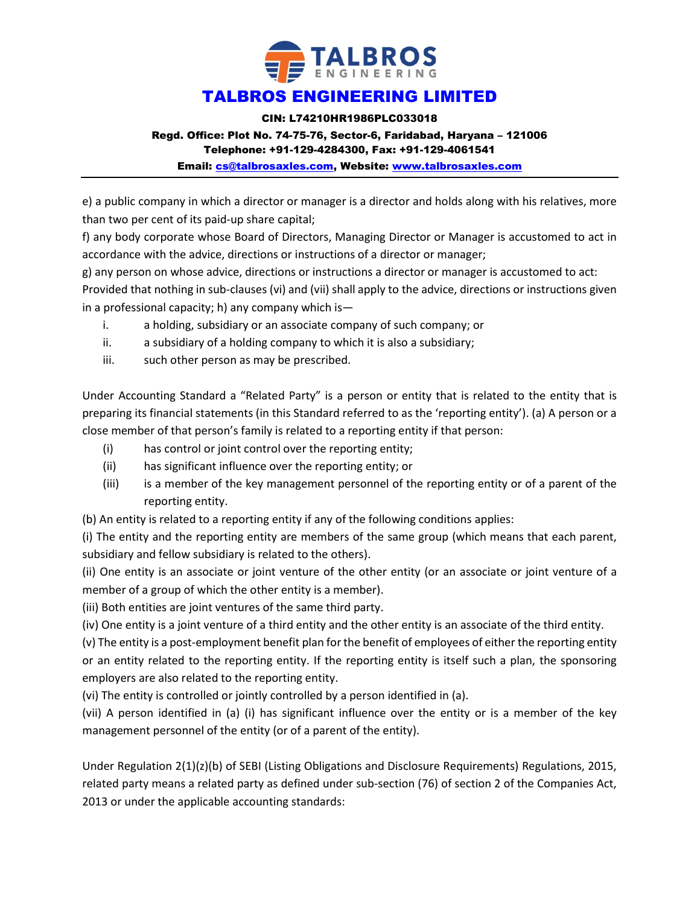e) a public company in which a director or manager is a director and holds along with his relatives, more than two per cent of its paid-up share capital;

f) any body corporate whose Board of Directors, Managing Director or Manager is accustomed to act in accordance with the advice, directions or instructions of a director or manager;

g) any person on whose advice, directions or instructions a director or manager is accustomed to act: Provided that nothing in sub-clauses (vi) and (vii) shall apply to the advice, directions or instructions given in a professional capacity; h) any company which is—

i. a holding, subsidiary or an associate company of such company; or
ii. a subsidiary of a holding company to which it is also a subsidiary;
iii. such other person as may be prescribed.

Under Accounting Standard a "Related Party" is a person or entity that is related to the entity that is preparing its financial statements (in this Standard referred to as the 'reporting entity'). (a) A person or a close member of that person's family is related to a reporting entity if that person:

(i) has control or joint control over the reporting entity;
(ii) has significant influence over the reporting entity; or
(iii) is a member of the key management personnel of the reporting entity or of a parent of the reporting entity.

(b) An entity is related to a reporting entity if any of the following conditions applies:

(i) The entity and the reporting entity are members of the same group (which means that each parent, subsidiary and fellow subsidiary is related to the others).

(ii) One entity is an associate or joint venture of the other entity (or an associate or joint venture of a member of a group of which the other entity is a member).

(iii) Both entities are joint ventures of the same third party.

(iv) One entity is a joint venture of a third entity and the other entity is an associate of the third entity.

(v) The entity is a post-employment benefit plan for the benefit of employees of either the reporting entity or an entity related to the reporting entity. If the reporting entity is itself such a plan, the sponsoring employers are also related to the reporting entity.

(vi) The entity is controlled or jointly controlled by a person identified in (a).

(vii) A person identified in (a) (i) has significant influence over the entity or is a member of the key management personnel of the entity (or of a parent of the entity).

Under Regulation 2(1)(z)(b) of SEBI (Listing Obligations and Disclosure Requirements) Regulations, 2015, related party means a related party as defined under sub-section (76) of section 2 of the Companies Act, 2013 or under the applicable accounting standards: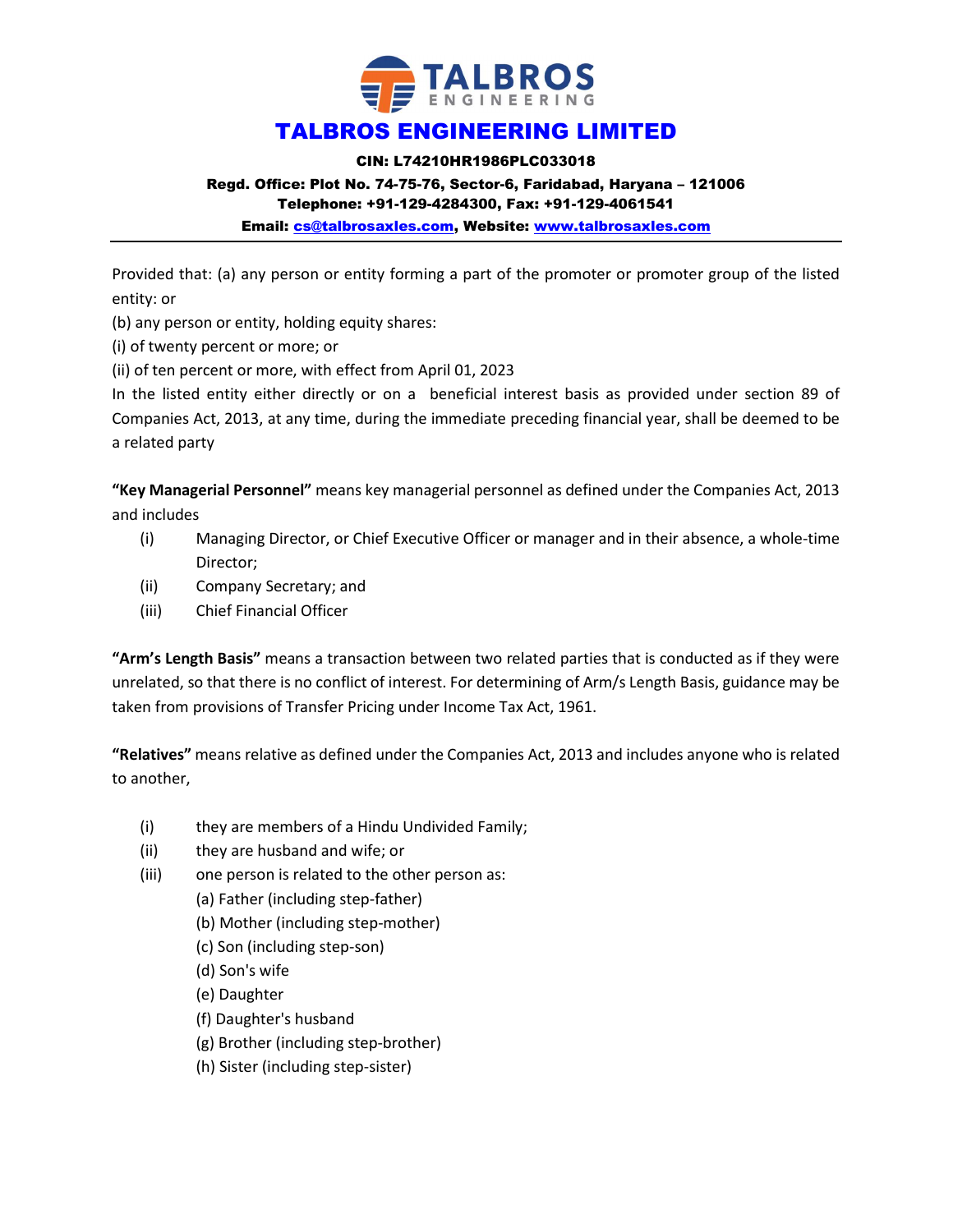Provided that: (a) any person or entity forming a part of the promoter or promoter group of the listed entity: or

(b) any person or entity, holding equity shares:

(i) of twenty percent or more; or

(ii) of ten percent or more, with effect from April 01, 2023

In the listed entity either directly or on a beneficial interest basis as provided under section 89 of Companies Act, 2013, at any time, during the immediate preceding financial year, shall be deemed to be a related party

**"Key Managerial Personnel"** means key managerial personnel as defined under the Companies Act, 2013 and includes

(i) Managing Director, or Chief Executive Officer or manager and in their absence, a whole-time Director;

(ii) Company Secretary; and

(iii) Chief Financial Officer

**"Arm's Length Basis"** means a transaction between two related parties that is conducted as if they were unrelated, so that there is no conflict of interest. For determining of Arm/s Length Basis, guidance may be taken from provisions of Transfer Pricing under Income Tax Act, 1961.

**"Relatives"** means relative as defined under the Companies Act, 2013 and includes anyone who is related to another,

(i) they are members of a Hindu Undivided Family;

(ii) they are husband and wife; or

(iii) one person is related to the other person as:

(a) Father (including step-father)

(b) Mother (including step-mother)

(c) Son (including step-son)

(d) Son's wife

(e) Daughter

(f) Daughter's husband

(g) Brother (including step-brother)

(h) Sister (including step-sister)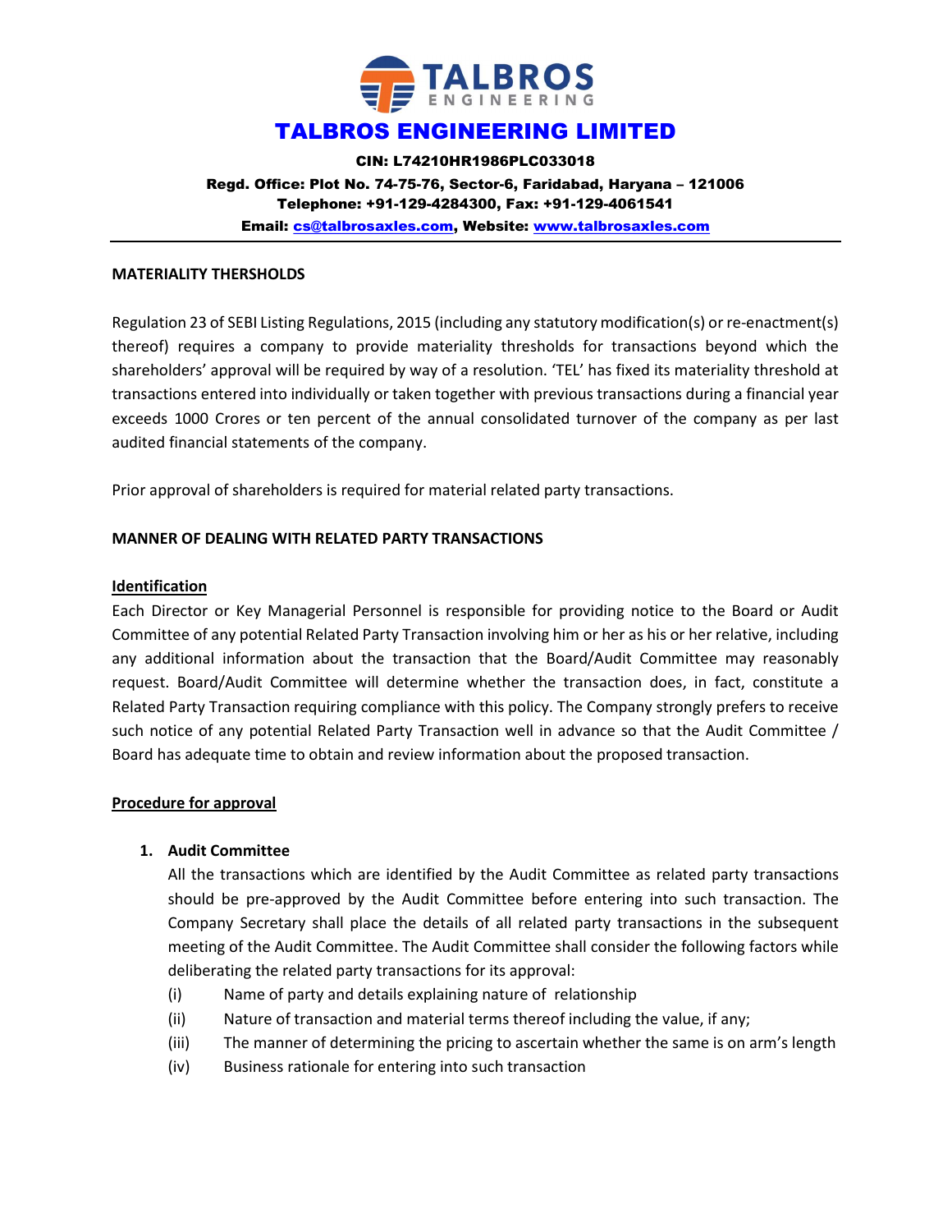# TALBROS ENGINEERING LIMITED

**CIN: L74210HR1986PLC033018**
**Regd. Office: Plot No. 74-75-76, Sector-6, Faridabad, Haryana – 121006**
**Telephone: +91-129-4284300, Fax: +91-129-4061541**
**Email: cs@talbrosaxles.com, Website: www.talbrosaxles.com**

---

**MATERIALITY THERSHOLDS**

Regulation 23 of SEBI Listing Regulations, 2015 (including any statutory modification(s) or re-enactment(s) thereof) requires a company to provide materiality thresholds for transactions beyond which the shareholders' approval will be required by way of a resolution. 'TEL' has fixed its materiality threshold at transactions entered into individually or taken together with previous transactions during a financial year exceeds 1000 Crores or ten percent of the annual consolidated turnover of the company as per last audited financial statements of the company.

Prior approval of shareholders is required for material related party transactions.

**MANNER OF DEALING WITH RELATED PARTY TRANSACTIONS**

**Identification**

Each Director or Key Managerial Personnel is responsible for providing notice to the Board or Audit Committee of any potential Related Party Transaction involving him or her as his or her relative, including any additional information about the transaction that the Board/Audit Committee may reasonably request. Board/Audit Committee will determine whether the transaction does, in fact, constitute a Related Party Transaction requiring compliance with this policy. The Company strongly prefers to receive such notice of any potential Related Party Transaction well in advance so that the Audit Committee / Board has adequate time to obtain and review information about the proposed transaction.

**Procedure for approval**

1. **Audit Committee**

   All the transactions which are identified by the Audit Committee as related party transactions should be pre-approved by the Audit Committee before entering into such transaction. The Company Secretary shall place the details of all related party transactions in the subsequent meeting of the Audit Committee. The Audit Committee shall consider the following factors while deliberating the related party transactions for its approval:

   (i) Name of party and details explaining nature of relationship
   (ii) Nature of transaction and material terms thereof including the value, if any;
   (iii) The manner of determining the pricing to ascertain whether the same is on arm's length
   (iv) Business rationale for entering into such transaction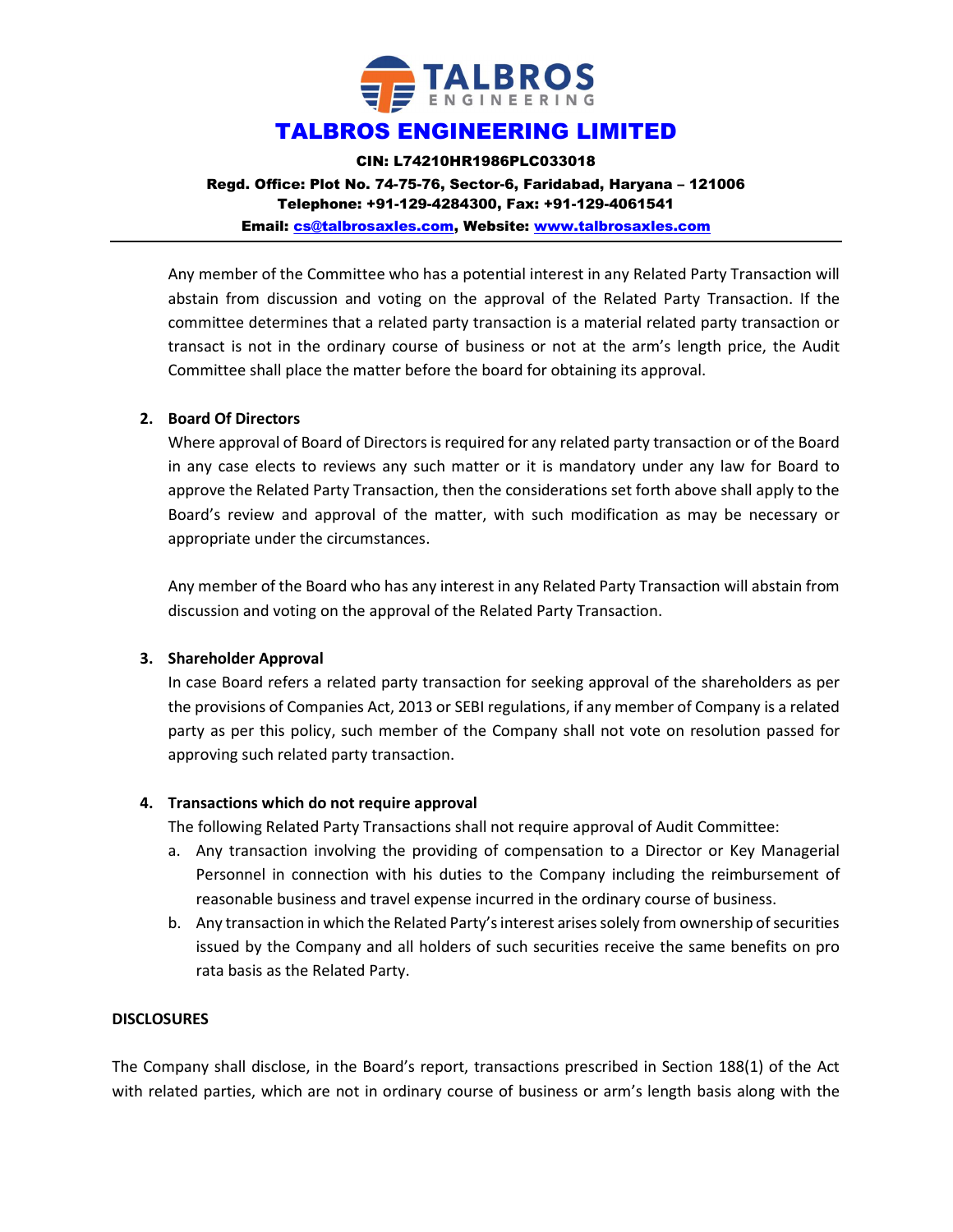Any member of the Committee who has a potential interest in any Related Party Transaction will abstain from discussion and voting on the approval of the Related Party Transaction. If the committee determines that a related party transaction is a material related party transaction or transact is not in the ordinary course of business or not at the arm's length price, the Audit Committee shall place the matter before the board for obtaining its approval.

**2. Board Of Directors**

Where approval of Board of Directors is required for any related party transaction or of the Board in any case elects to reviews any such matter or it is mandatory under any law for Board to approve the Related Party Transaction, then the considerations set forth above shall apply to the Board's review and approval of the matter, with such modification as may be necessary or appropriate under the circumstances.

Any member of the Board who has any interest in any Related Party Transaction will abstain from discussion and voting on the approval of the Related Party Transaction.

**3. Shareholder Approval**

In case Board refers a related party transaction for seeking approval of the shareholders as per the provisions of Companies Act, 2013 or SEBI regulations, if any member of Company is a related party as per this policy, such member of the Company shall not vote on resolution passed for approving such related party transaction.

**4. Transactions which do not require approval**

The following Related Party Transactions shall not require approval of Audit Committee:

a. Any transaction involving the providing of compensation to a Director or Key Managerial Personnel in connection with his duties to the Company including the reimbursement of reasonable business and travel expense incurred in the ordinary course of business.

b. Any transaction in which the Related Party's interest arises solely from ownership of securities issued by the Company and all holders of such securities receive the same benefits on pro rata basis as the Related Party.

**DISCLOSURES**

The Company shall disclose, in the Board's report, transactions prescribed in Section 188(1) of the Act with related parties, which are not in ordinary course of business or arm's length basis along with the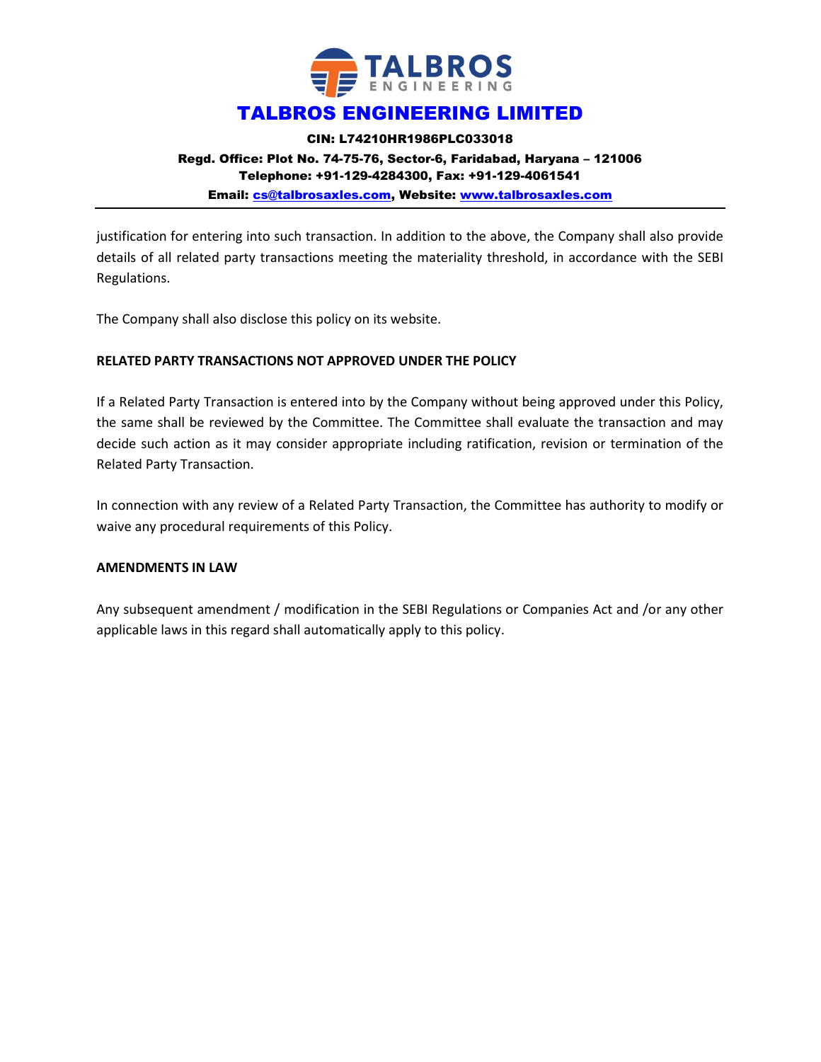justification for entering into such transaction. In addition to the above, the Company shall also provide details of all related party transactions meeting the materiality threshold, in accordance with the SEBI Regulations.

The Company shall also disclose this policy on its website.

**RELATED PARTY TRANSACTIONS NOT APPROVED UNDER THE POLICY**

If a Related Party Transaction is entered into by the Company without being approved under this Policy, the same shall be reviewed by the Committee. The Committee shall evaluate the transaction and may decide such action as it may consider appropriate including ratification, revision or termination of the Related Party Transaction.

In connection with any review of a Related Party Transaction, the Committee has authority to modify or waive any procedural requirements of this Policy.

**AMENDMENTS IN LAW**

Any subsequent amendment / modification in the SEBI Regulations or Companies Act and /or any other applicable laws in this regard shall automatically apply to this policy.